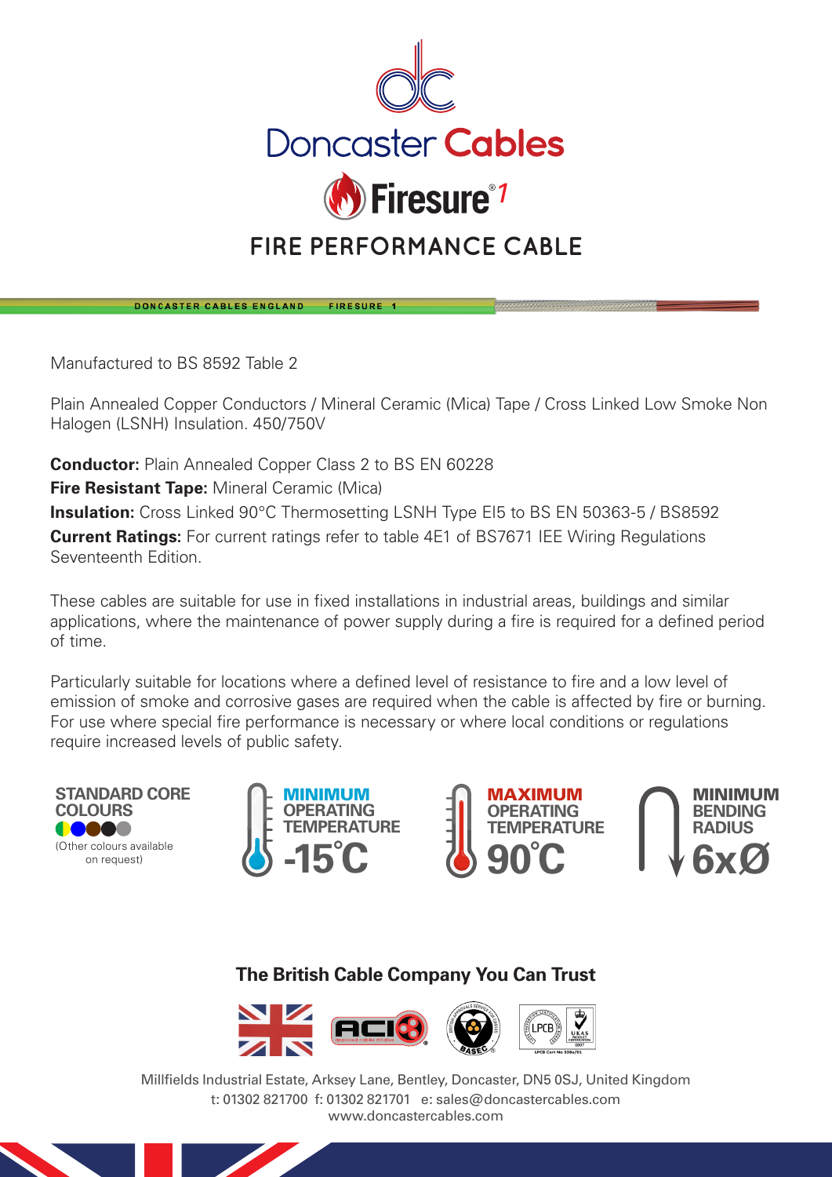# Doncaster Cables

## Firesure®1

## FIRE PERFORMANCE CABLE

DONCASTER CABLES ENGLAND FIRESURE 1

Manufactured to BS 8592 Table 2

Plain Annealed Copper Conductors / Mineral Ceramic (Mica) Tape / Cross Linked Low Smoke Non Halogen (LSNH) Insulation. 450/750V

**Conductor:** Plain Annealed Copper Class 2 to BS EN 60228
**Fire Resistant Tape:** Mineral Ceramic (Mica)
**Insulation:** Cross Linked 90°C Thermosetting LSNH Type EI5 to BS EN 50363-5 / BS8592
**Current Ratings:** For current ratings refer to table 4E1 of BS7671 IEE Wiring Regulations Seventeenth Edition.

These cables are suitable for use in fixed installations in industrial areas, buildings and similar applications, where the maintenance of power supply during a fire is required for a defined period of time.

Particularly suitable for locations where a defined level of resistance to fire and a low level of emission of smoke and corrosive gases are required when the cable is affected by fire or burning. For use where special fire performance is necessary or where local conditions or regulations require increased levels of public safety.

**STANDARD CORE COLOURS**
(Other colours available on request)

**MINIMUM OPERATING TEMPERATURE**
**-15°C**

**MAXIMUM OPERATING TEMPERATURE**
**90°C**

**MINIMUM BENDING RADIUS**
**6xØ**

**The British Cable Company You Can Trust**

Millfields Industrial Estate, Arksey Lane, Bentley, Doncaster, DN5 0SJ, United Kingdom
t: 01302 821700 f: 01302 821701 e: sales@doncastercables.com
www.doncastercables.com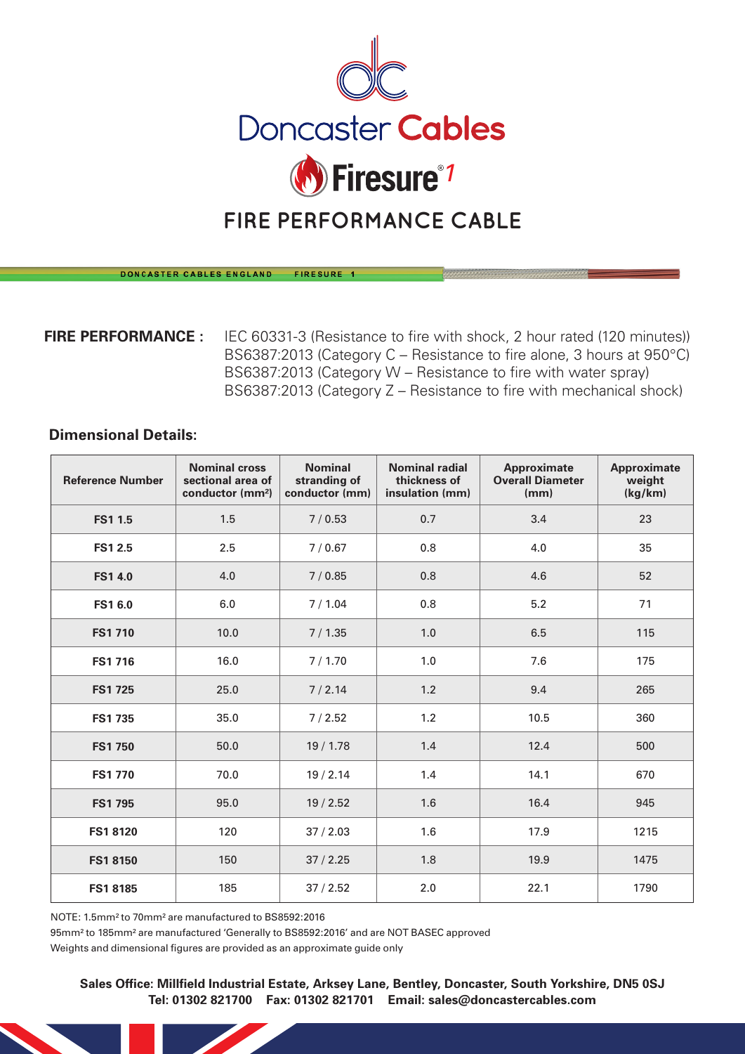# Doncaster Cables

## Firesure®1

## FIRE PERFORMANCE CABLE

DONCASTER CABLES ENGLAND FIRESURE 1

**FIRE PERFORMANCE :** IEC 60331-3 (Resistance to fire with shock, 2 hour rated (120 minutes))
BS6387:2013 (Category C – Resistance to fire alone, 3 hours at 950°C)
BS6387:2013 (Category W – Resistance to fire with water spray)
BS6387:2013 (Category Z – Resistance to fire with mechanical shock)

### Dimensional Details:

| Reference Number | Nominal cross sectional area of conductor ($mm^2$) | Nominal stranding of conductor (mm) | Nominal radial thickness of insulation (mm) | Approximate Overall Diameter (mm) | Approximate weight (kg/km) |
|---|---|---|---|---|---|
| **FS1 1.5** | 1.5 | 7 / 0.53 | 0.7 | 3.4 | 23 |
| **FS1 2.5** | 2.5 | 7 / 0.67 | 0.8 | 4.0 | 35 |
| **FS1 4.0** | 4.0 | 7 / 0.85 | 0.8 | 4.6 | 52 |
| **FS1 6.0** | 6.0 | 7 / 1.04 | 0.8 | 5.2 | 71 |
| **FS1 710** | 10.0 | 7 / 1.35 | 1.0 | 6.5 | 115 |
| **FS1 716** | 16.0 | 7 / 1.70 | 1.0 | 7.6 | 175 |
| **FS1 725** | 25.0 | 7 / 2.14 | 1.2 | 9.4 | 265 |
| **FS1 735** | 35.0 | 7 / 2.52 | 1.2 | 10.5 | 360 |
| **FS1 750** | 50.0 | 19 / 1.78 | 1.4 | 12.4 | 500 |
| **FS1 770** | 70.0 | 19 / 2.14 | 1.4 | 14.1 | 670 |
| **FS1 795** | 95.0 | 19 / 2.52 | 1.6 | 16.4 | 945 |
| **FS1 8120** | 120 | 37 / 2.03 | 1.6 | 17.9 | 1215 |
| **FS1 8150** | 150 | 37 / 2.25 | 1.8 | 19.9 | 1475 |
| **FS1 8185** | 185 | 37 / 2.52 | 2.0 | 22.1 | 1790 |

NOTE: $1.5mm^2$ to $70mm^2$ are manufactured to BS8592:2016
$95mm^2$ to $185mm^2$ are manufactured 'Generally to BS8592:2016' and are NOT BASEC approved
Weights and dimensional figures are provided as an approximate guide only

**Sales Office: Millfield Industrial Estate, Arksey Lane, Bentley, Doncaster, South Yorkshire, DN5 0SJ**
**Tel: 01302 821700 Fax: 01302 821701 Email: sales@doncastercables.com**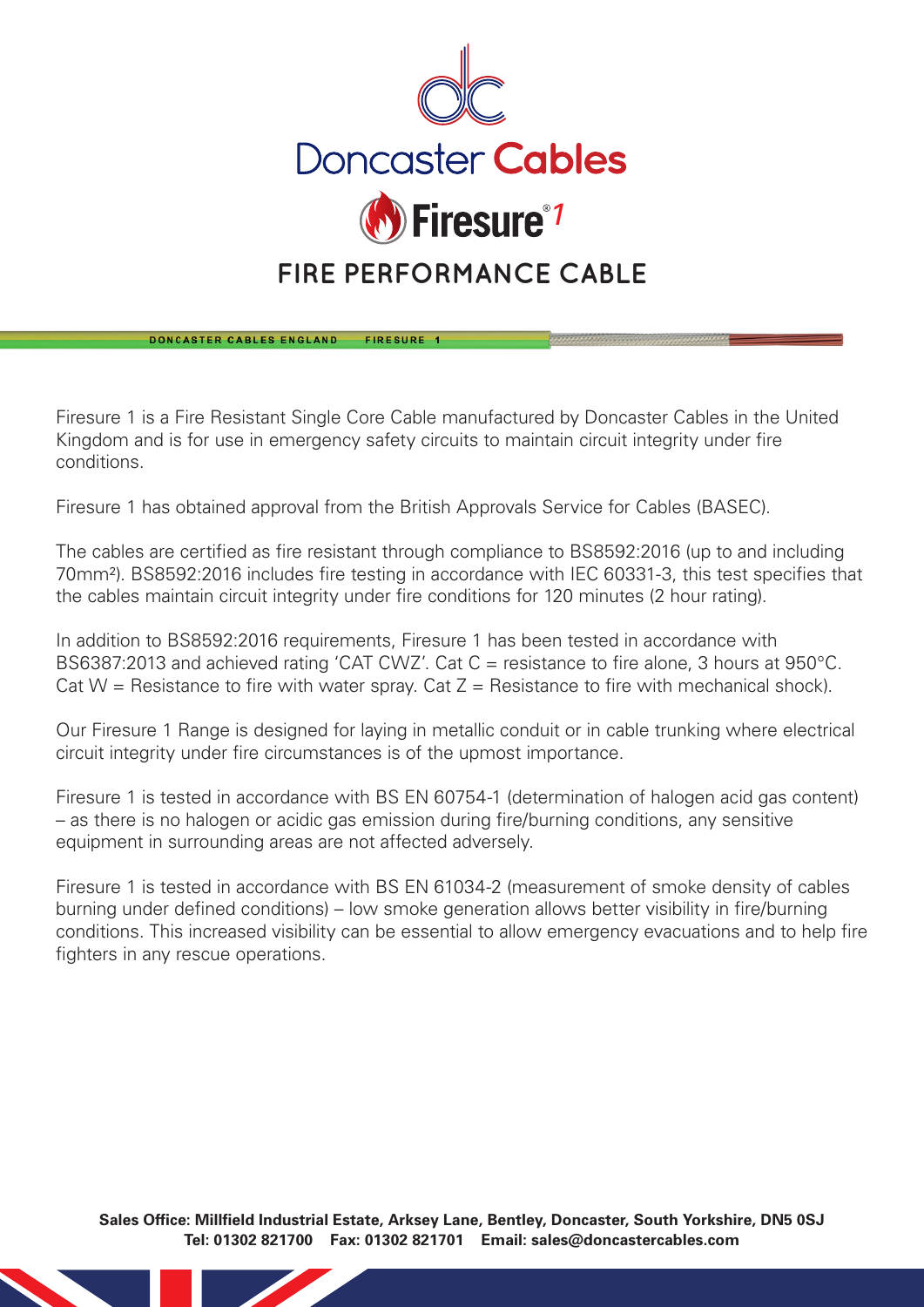Doncaster Cables

Firesure®1

# FIRE PERFORMANCE CABLE

DONCASTER CABLES ENGLAND FIRESURE 1

Firesure 1 is a Fire Resistant Single Core Cable manufactured by Doncaster Cables in the United Kingdom and is for use in emergency safety circuits to maintain circuit integrity under fire conditions.

Firesure 1 has obtained approval from the British Approvals Service for Cables (BASEC).

The cables are certified as fire resistant through compliance to BS8592:2016 (up to and including 70mm²). BS8592:2016 includes fire testing in accordance with IEC 60331-3, this test specifies that the cables maintain circuit integrity under fire conditions for 120 minutes (2 hour rating).

In addition to BS8592:2016 requirements, Firesure 1 has been tested in accordance with BS6387:2013 and achieved rating 'CAT CWZ'. Cat C = resistance to fire alone, 3 hours at 950°C. Cat W = Resistance to fire with water spray. Cat Z = Resistance to fire with mechanical shock).

Our Firesure 1 Range is designed for laying in metallic conduit or in cable trunking where electrical circuit integrity under fire circumstances is of the upmost importance.

Firesure 1 is tested in accordance with BS EN 60754-1 (determination of halogen acid gas content) – as there is no halogen or acidic gas emission during fire/burning conditions, any sensitive equipment in surrounding areas are not affected adversely.

Firesure 1 is tested in accordance with BS EN 61034-2 (measurement of smoke density of cables burning under defined conditions) – low smoke generation allows better visibility in fire/burning conditions. This increased visibility can be essential to allow emergency evacuations and to help fire fighters in any rescue operations.

**Sales Office: Millfield Industrial Estate, Arksey Lane, Bentley, Doncaster, South Yorkshire, DN5 0SJ**
**Tel: 01302 821700 Fax: 01302 821701 Email: sales@doncastercables.com**